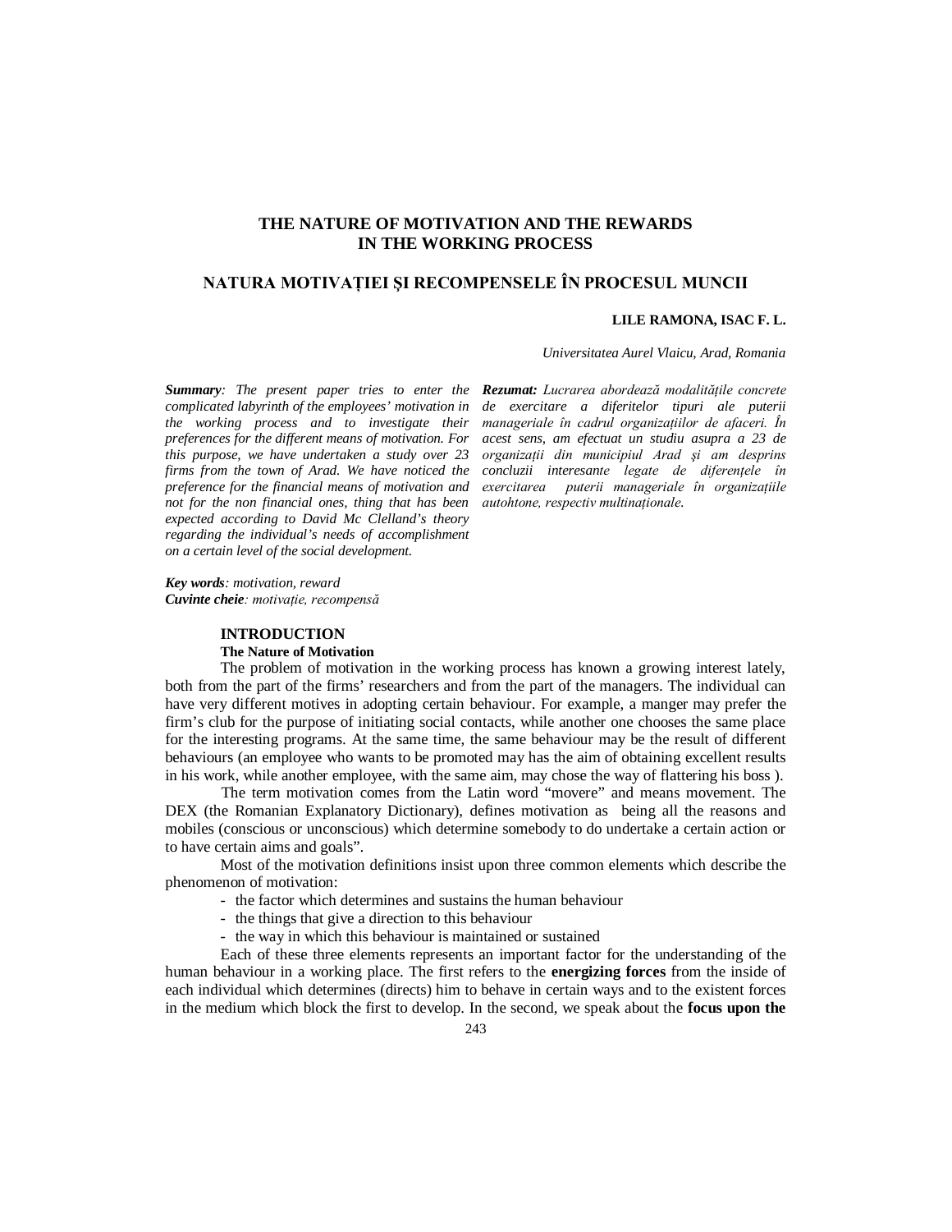# THE NATURE OF MOTIVATION AND THE REWARDS IN THE WORKING PROCESS

# NATURA MOTIVAȚIEI ŞI RECOMPENSELE ÎN PROCESUL MUNCII

**LILE RAMONA, ISAC F. L.**

*Universitatea Aurel Vlaicu, Arad, Romania*

***Summary**: The present paper tries to enter the complicated labyrinth of the employees' motivation in the working process and to investigate their preferences for the different means of motivation. For this purpose, we have undertaken a study over 23 firms from the town of Arad. We have noticed the preference for the financial means of motivation and not for the non financial ones, thing that has been expected according to David Mc Clelland's theory regarding the individual's needs of accomplishment on a certain level of the social development.*

***Rezumat:** Lucrarea abordează modalitățile concrete de exercitare a diferitelor tipuri ale puterii manageriale în cadrul organizațiilor de afaceri. În acest sens, am efectuat un studiu asupra a 23 de organizații din municipiul Arad şi am desprins concluzii interesante legate de diferențele în exercitarea puterii manageriale în organizațiile autohtone, respectiv multinaționale.*

***Key words**: motivation, reward*
***Cuvinte cheie**: motivație, recompensă*

## INTRODUCTION

### The Nature of Motivation

The problem of motivation in the working process has known a growing interest lately, both from the part of the firms' researchers and from the part of the managers. The individual can have very different motives in adopting certain behaviour. For example, a manger may prefer the firm's club for the purpose of initiating social contacts, while another one chooses the same place for the interesting programs. At the same time, the same behaviour may be the result of different behaviours (an employee who wants to be promoted may has the aim of obtaining excellent results in his work, while another employee, with the same aim, may chose the way of flattering his boss ).

The term motivation comes from the Latin word "movere" and means movement. The DEX (the Romanian Explanatory Dictionary), defines motivation as being all the reasons and mobiles (conscious or unconscious) which determine somebody to do undertake a certain action or to have certain aims and goals".

Most of the motivation definitions insist upon three common elements which describe the phenomenon of motivation:

- the factor which determines and sustains the human behaviour
- the things that give a direction to this behaviour
- the way in which this behaviour is maintained or sustained

Each of these three elements represents an important factor for the understanding of the human behaviour in a working place. The first refers to the **energizing forces** from the inside of each individual which determines (directs) him to behave in certain ways and to the existent forces in the medium which block the first to develop. In the second, we speak about the **focus upon the**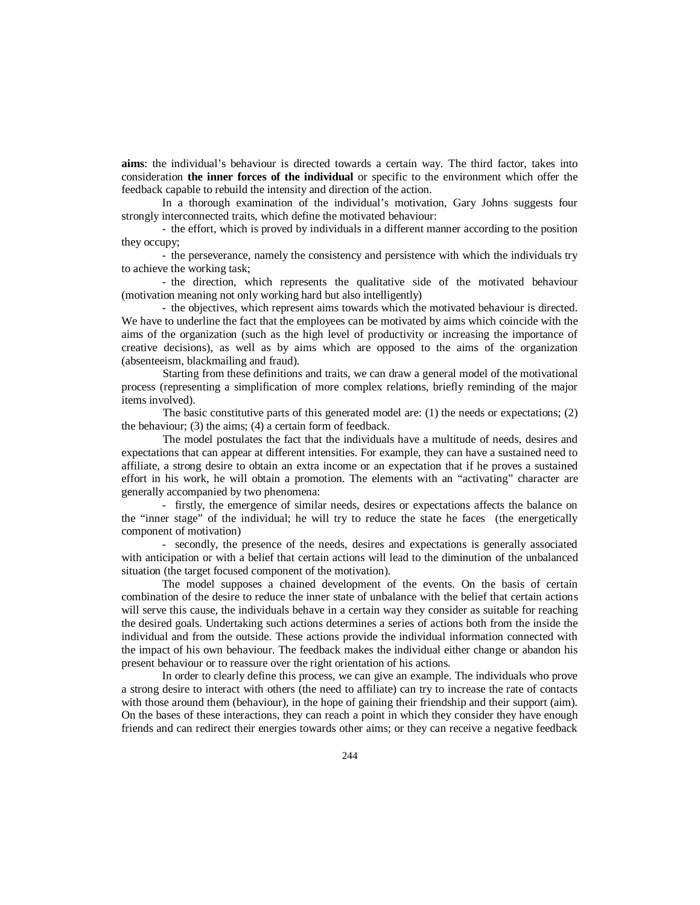**aims**: the individual's behaviour is directed towards a certain way. The third factor, takes into consideration **the inner forces of the individual** or specific to the environment which offer the feedback capable to rebuild the intensity and direction of the action.

In a thorough examination of the individual's motivation, Gary Johns suggests four strongly interconnected traits, which define the motivated behaviour:

- the effort, which is proved by individuals in a different manner according to the position they occupy;
- the perseverance, namely the consistency and persistence with which the individuals try to achieve the working task;
- the direction, which represents the qualitative side of the motivated behaviour (motivation meaning not only working hard but also intelligently)
- the objectives, which represent aims towards which the motivated behaviour is directed. We have to underline the fact that the employees can be motivated by aims which coincide with the aims of the organization (such as the high level of productivity or increasing the importance of creative decisions), as well as by aims which are opposed to the aims of the organization (absenteeism, blackmailing and fraud).

Starting from these definitions and traits, we can draw a general model of the motivational process (representing a simplification of more complex relations, briefly reminding of the major items involved).

The basic constitutive parts of this generated model are: (1) the needs or expectations; (2) the behaviour; (3) the aims; (4) a certain form of feedback.

The model postulates the fact that the individuals have a multitude of needs, desires and expectations that can appear at different intensities. For example, they can have a sustained need to affiliate, a strong desire to obtain an extra income or an expectation that if he proves a sustained effort in his work, he will obtain a promotion. The elements with an "activating" character are generally accompanied by two phenomena:

- firstly, the emergence of similar needs, desires or expectations affects the balance on the "inner stage" of the individual; he will try to reduce the state he faces (the energetically component of motivation)
- secondly, the presence of the needs, desires and expectations is generally associated with anticipation or with a belief that certain actions will lead to the diminution of the unbalanced situation (the target focused component of the motivation).

The model supposes a chained development of the events. On the basis of certain combination of the desire to reduce the inner state of unbalance with the belief that certain actions will serve this cause, the individuals behave in a certain way they consider as suitable for reaching the desired goals. Undertaking such actions determines a series of actions both from the inside the individual and from the outside. These actions provide the individual information connected with the impact of his own behaviour. The feedback makes the individual either change or abandon his present behaviour or to reassure over the right orientation of his actions.

In order to clearly define this process, we can give an example. The individuals who prove a strong desire to interact with others (the need to affiliate) can try to increase the rate of contacts with those around them (behaviour), in the hope of gaining their friendship and their support (aim). On the bases of these interactions, they can reach a point in which they consider they have enough friends and can redirect their energies towards other aims; or they can receive a negative feedback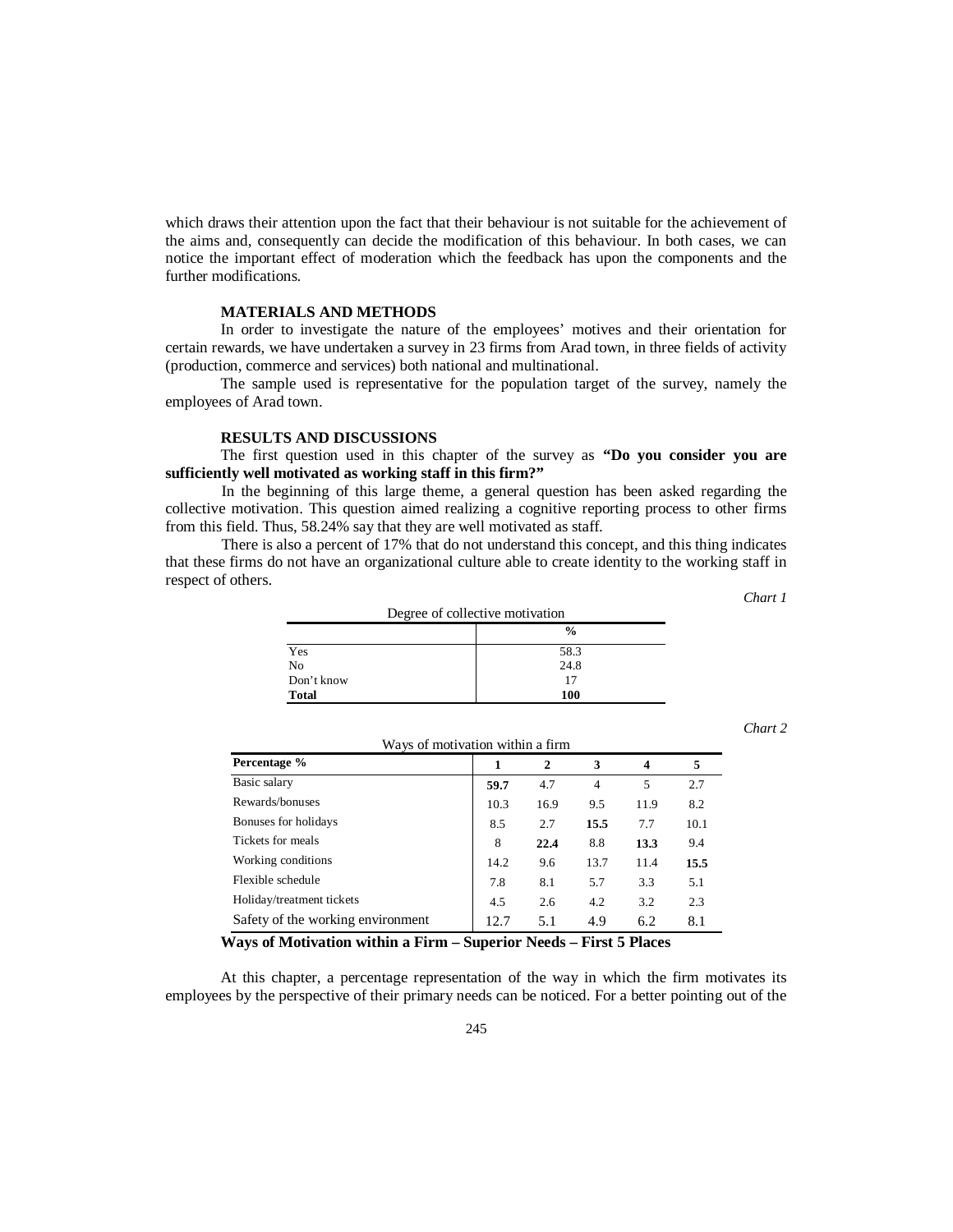which draws their attention upon the fact that their behaviour is not suitable for the achievement of the aims and, consequently can decide the modification of this behaviour. In both cases, we can notice the important effect of moderation which the feedback has upon the components and the further modifications.

## MATERIALS AND METHODS

In order to investigate the nature of the employees' motives and their orientation for certain rewards, we have undertaken a survey in 23 firms from Arad town, in three fields of activity (production, commerce and services) both national and multinational.

The sample used is representative for the population target of the survey, namely the employees of Arad town.

## RESULTS AND DISCUSSIONS

The first question used in this chapter of the survey as **"Do you consider you are sufficiently well motivated as working staff in this firm?"**

In the beginning of this large theme, a general question has been asked regarding the collective motivation. This question aimed realizing a cognitive reporting process to other firms from this field. Thus, 58.24% say that they are well motivated as staff.

There is also a percent of 17% that do not understand this concept, and this thing indicates that these firms do not have an organizational culture able to create identity to the working staff in respect of others.

*Chart 1*

Degree of collective motivation

| | % |
|---|---|
| Yes | 58.3 |
| No | 24.8 |
| Don't know | 17 |
| **Total** | **100** |

*Chart 2*

Ways of motivation within a firm

| Percentage % | 1 | 2 | 3 | 4 | 5 |
|---|---|---|---|---|---|
| Basic salary | **59.7** | 4.7 | 4 | 5 | 2.7 |
| Rewards/bonuses | 10.3 | 16.9 | 9.5 | 11.9 | 8.2 |
| Bonuses for holidays | 8.5 | 2.7 | **15.5** | 7.7 | 10.1 |
| Tickets for meals | 8 | **22.4** | 8.8 | **13.3** | 9.4 |
| Working conditions | 14.2 | 9.6 | 13.7 | 11.4 | **15.5** |
| Flexible schedule | 7.8 | 8.1 | 5.7 | 3.3 | 5.1 |
| Holiday/treatment tickets | 4.5 | 2.6 | 4.2 | 3.2 | 2.3 |
| Safety of the working environment | 12.7 | 5.1 | 4.9 | 6.2 | 8.1 |

**Ways of Motivation within a Firm – Superior Needs – First 5 Places**

At this chapter, a percentage representation of the way in which the firm motivates its employees by the perspective of their primary needs can be noticed. For a better pointing out of the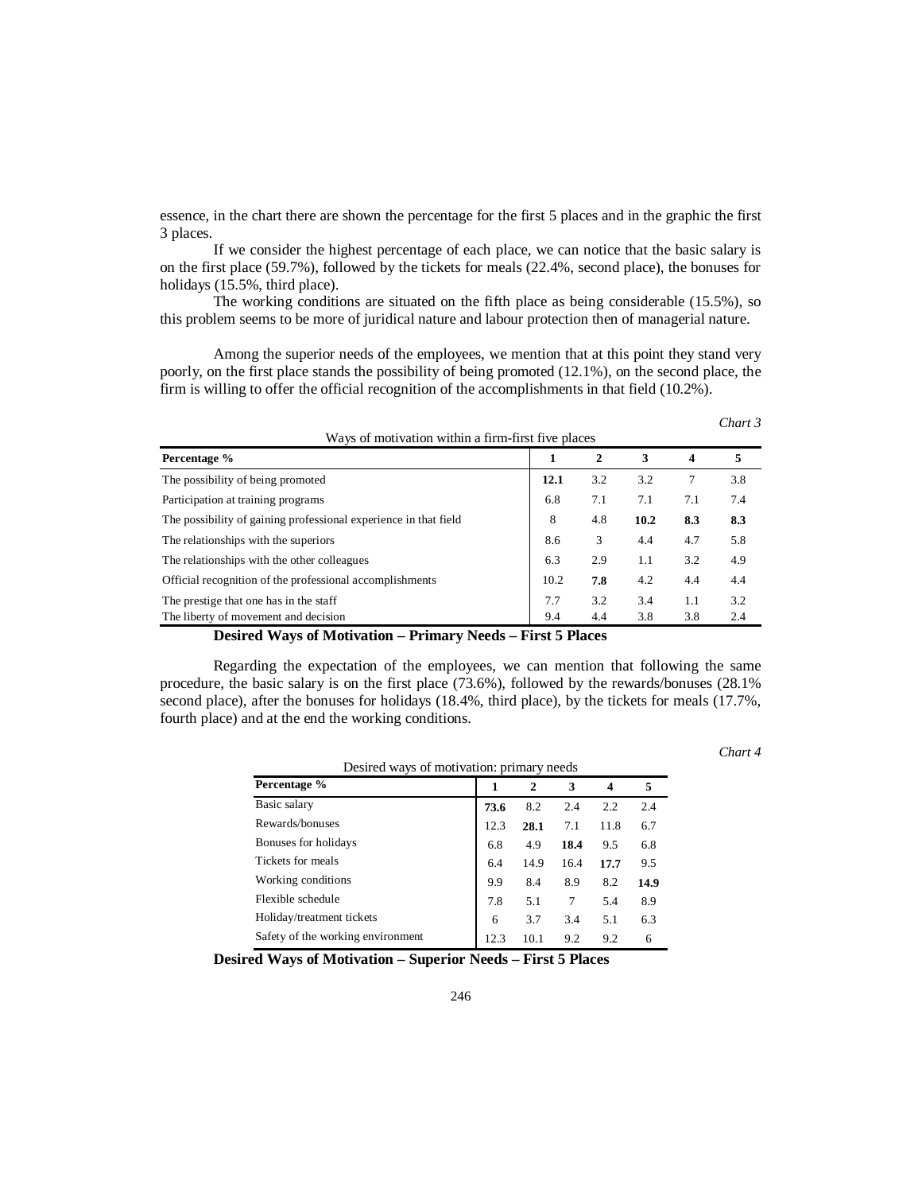essence, in the chart there are shown the percentage for the first 5 places and in the graphic the first 3 places.

If we consider the highest percentage of each place, we can notice that the basic salary is on the first place (59.7%), followed by the tickets for meals (22.4%, second place), the bonuses for holidays (15.5%, third place).

The working conditions are situated on the fifth place as being considerable (15.5%), so this problem seems to be more of juridical nature and labour protection then of managerial nature.

Among the superior needs of the employees, we mention that at this point they stand very poorly, on the first place stands the possibility of being promoted (12.1%), on the second place, the firm is willing to offer the official recognition of the accomplishments in that field (10.2%).

*Chart 3*

Ways of motivation within a firm-first five places

| Percentage % | 1 | 2 | 3 | 4 | 5 |
|---|---|---|---|---|---|
| The possibility of being promoted | **12.1** | 3.2 | 3.2 | 7 | 3.8 |
| Participation at training programs | 6.8 | 7.1 | 7.1 | 7.1 | 7.4 |
| The possibility of gaining professional experience in that field | 8 | 4.8 | **10.2** | **8.3** | **8.3** |
| The relationships with the superiors | 8.6 | 3 | 4.4 | 4.7 | 5.8 |
| The relationships with the other colleagues | 6.3 | 2.9 | 1.1 | 3.2 | 4.9 |
| Official recognition of the professional accomplishments | 10.2 | **7.8** | 4.2 | 4.4 | 4.4 |
| The prestige that one has in the staff | 7.7 | 3.2 | 3.4 | 1.1 | 3.2 |
| The liberty of movement and decision | 9.4 | 4.4 | 3.8 | 3.8 | 2.4 |

**Desired Ways of Motivation – Primary Needs – First 5 Places**

Regarding the expectation of the employees, we can mention that following the same procedure, the basic salary is on the first place (73.6%), followed by the rewards/bonuses (28.1% second place), after the bonuses for holidays (18.4%, third place), by the tickets for meals (17.7%, fourth place) and at the end the working conditions.

*Chart 4*

Desired ways of motivation: primary needs

| Percentage % | 1 | 2 | 3 | 4 | 5 |
|---|---|---|---|---|---|
| Basic salary | **73.6** | 8.2 | 2.4 | 2.2 | 2.4 |
| Rewards/bonuses | 12.3 | **28.1** | 7.1 | 11.8 | 6.7 |
| Bonuses for holidays | 6.8 | 4.9 | **18.4** | 9.5 | 6.8 |
| Tickets for meals | 6.4 | 14.9 | 16.4 | **17.7** | 9.5 |
| Working conditions | 9.9 | 8.4 | 8.9 | 8.2 | **14.9** |
| Flexible schedule | 7.8 | 5.1 | 7 | 5.4 | 8.9 |
| Holiday/treatment tickets | 6 | 3.7 | 3.4 | 5.1 | 6.3 |
| Safety of the working environment | 12.3 | 10.1 | 9.2 | 9.2 | 6 |

**Desired Ways of Motivation – Superior Needs – First 5 Places**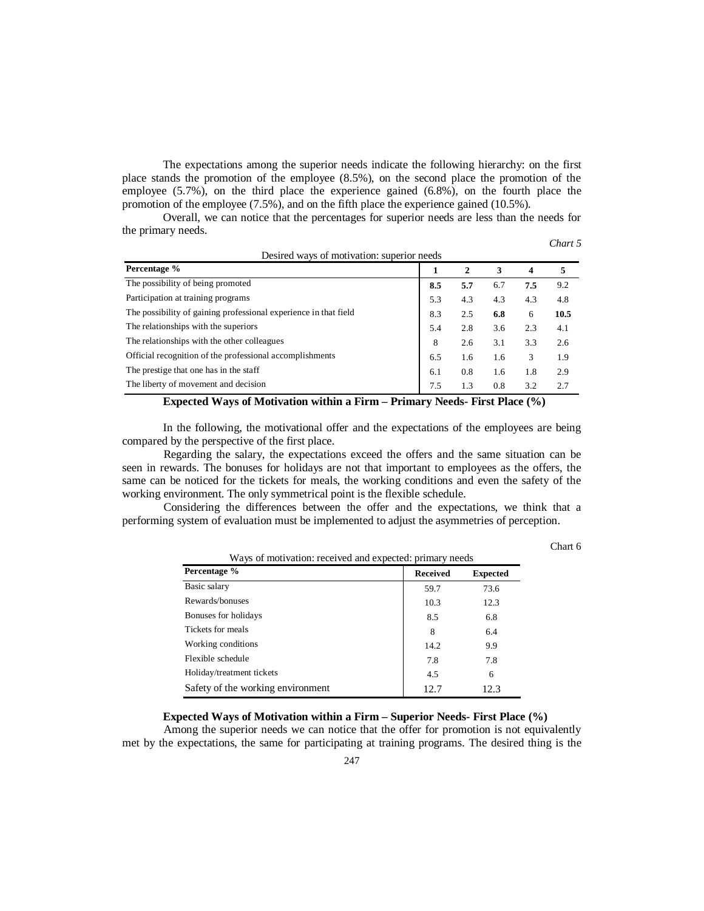The expectations among the superior needs indicate the following hierarchy: on the first place stands the promotion of the employee (8.5%), on the second place the promotion of the employee (5.7%), on the third place the experience gained (6.8%), on the fourth place the promotion of the employee (7.5%), and on the fifth place the experience gained (10.5%).

Overall, we can notice that the percentages for superior needs are less than the needs for the primary needs.

*Chart 5*

Desired ways of motivation: superior needs

| Percentage % | 1 | 2 | 3 | 4 | 5 |
|---|---|---|---|---|---|
| The possibility of being promoted | **8.5** | **5.7** | 6.7 | **7.5** | 9.2 |
| Participation at training programs | 5.3 | 4.3 | 4.3 | 4.3 | 4.8 |
| The possibility of gaining professional experience in that field | 8.3 | 2.5 | **6.8** | 6 | **10.5** |
| The relationships with the superiors | 5.4 | 2.8 | 3.6 | 2.3 | 4.1 |
| The relationships with the other colleagues | 8 | 2.6 | 3.1 | 3.3 | 2.6 |
| Official recognition of the professional accomplishments | 6.5 | 1.6 | 1.6 | 3 | 1.9 |
| The prestige that one has in the staff | 6.1 | 0.8 | 1.6 | 1.8 | 2.9 |
| The liberty of movement and decision | 7.5 | 1.3 | 0.8 | 3.2 | 2.7 |

**Expected Ways of Motivation within a Firm – Primary Needs- First Place (%)**

In the following, the motivational offer and the expectations of the employees are being compared by the perspective of the first place.

Regarding the salary, the expectations exceed the offers and the same situation can be seen in rewards. The bonuses for holidays are not that important to employees as the offers, the same can be noticed for the tickets for meals, the working conditions and even the safety of the working environment. The only symmetrical point is the flexible schedule.

Considering the differences between the offer and the expectations, we think that a performing system of evaluation must be implemented to adjust the asymmetries of perception.

Chart 6

Ways of motivation: received and expected: primary needs

| Percentage % | Received | Expected |
|---|---|---|
| Basic salary | 59.7 | 73.6 |
| Rewards/bonuses | 10.3 | 12.3 |
| Bonuses for holidays | 8.5 | 6.8 |
| Tickets for meals | 8 | 6.4 |
| Working conditions | 14.2 | 9.9 |
| Flexible schedule | 7.8 | 7.8 |
| Holiday/treatment tickets | 4.5 | 6 |
| Safety of the working environment | 12.7 | 12.3 |

**Expected Ways of Motivation within a Firm – Superior Needs- First Place (%)**

Among the superior needs we can notice that the offer for promotion is not equivalently met by the expectations, the same for participating at training programs. The desired thing is the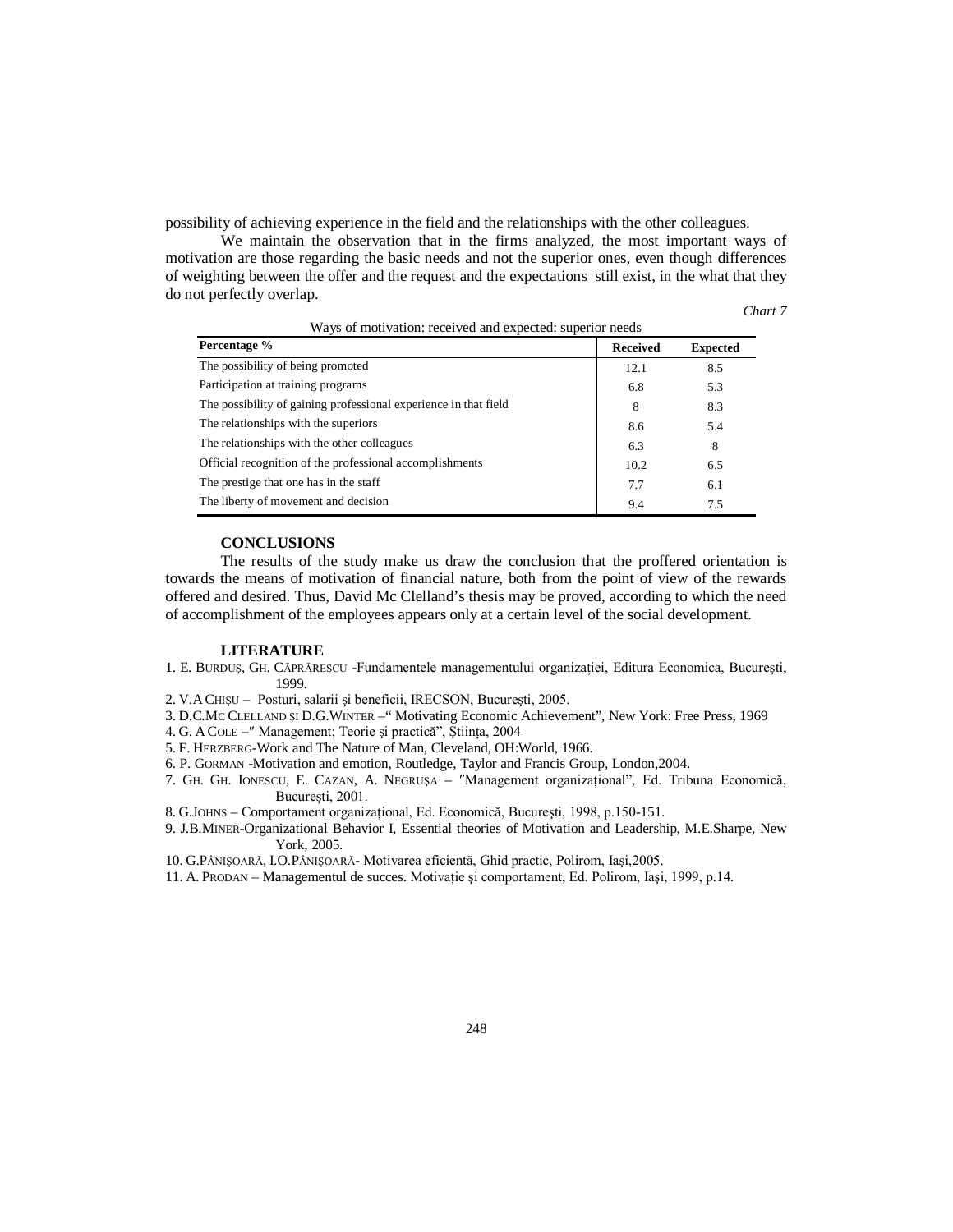possibility of achieving experience in the field and the relationships with the other colleagues.

We maintain the observation that in the firms analyzed, the most important ways of motivation are those regarding the basic needs and not the superior ones, even though differences of weighting between the offer and the request and the expectations still exist, in the what that they do not perfectly overlap.

*Chart 7*

Ways of motivation: received and expected: superior needs

| Percentage % | Received | Expected |
|---|---|---|
| The possibility of being promoted | 12.1 | 8.5 |
| Participation at training programs | 6.8 | 5.3 |
| The possibility of gaining professional experience in that field | 8 | 8.3 |
| The relationships with the superiors | 8.6 | 5.4 |
| The relationships with the other colleagues | 6.3 | 8 |
| Official recognition of the professional accomplishments | 10.2 | 6.5 |
| The prestige that one has in the staff | 7.7 | 6.1 |
| The liberty of movement and decision | 9.4 | 7.5 |

## CONCLUSIONS

The results of the study make us draw the conclusion that the proffered orientation is towards the means of motivation of financial nature, both from the point of view of the rewards offered and desired. Thus, David Mc Clelland's thesis may be proved, according to which the need of accomplishment of the employees appears only at a certain level of the social development.

## LITERATURE

1. E. Burduș, Gh. Căprărescu -Fundamentele managementului organizației, Editura Economica, București, 1999.
2. V.A Chișu – Posturi, salarii şi beneficii, IRECSON, Bucureşti, 2005.
3. D.C.Mc Clelland și D.G.Winter –" Motivating Economic Achievement", New York: Free Press, 1969
4. G. A Cole –" Management; Teorie şi practică", Ştiința, 2004
5. F. Herzberg-Work and The Nature of Man, Cleveland, OH:World, 1966.
6. P. Gorman -Motivation and emotion, Routledge, Taylor and Francis Group, London,2004.
7. Gh. Gh. Ionescu, E. Cazan, A. Negrușa – "Management organizațional", Ed. Tribuna Economică, București, 2001.
8. G.Johns – Comportament organizațional, Ed. Economică, București, 1998, p.150-151.
9. J.B.Miner-Organizational Behavior I, Essential theories of Motivation and Leadership, M.E.Sharpe, New York, 2005.
10. G.Pânișoară, I.O.Pânișoară- Motivarea eficientă, Ghid practic, Polirom, Iaşi,2005.
11. A. Prodan – Managementul de succes. Motivație și comportament, Ed. Polirom, Iași, 1999, p.14.